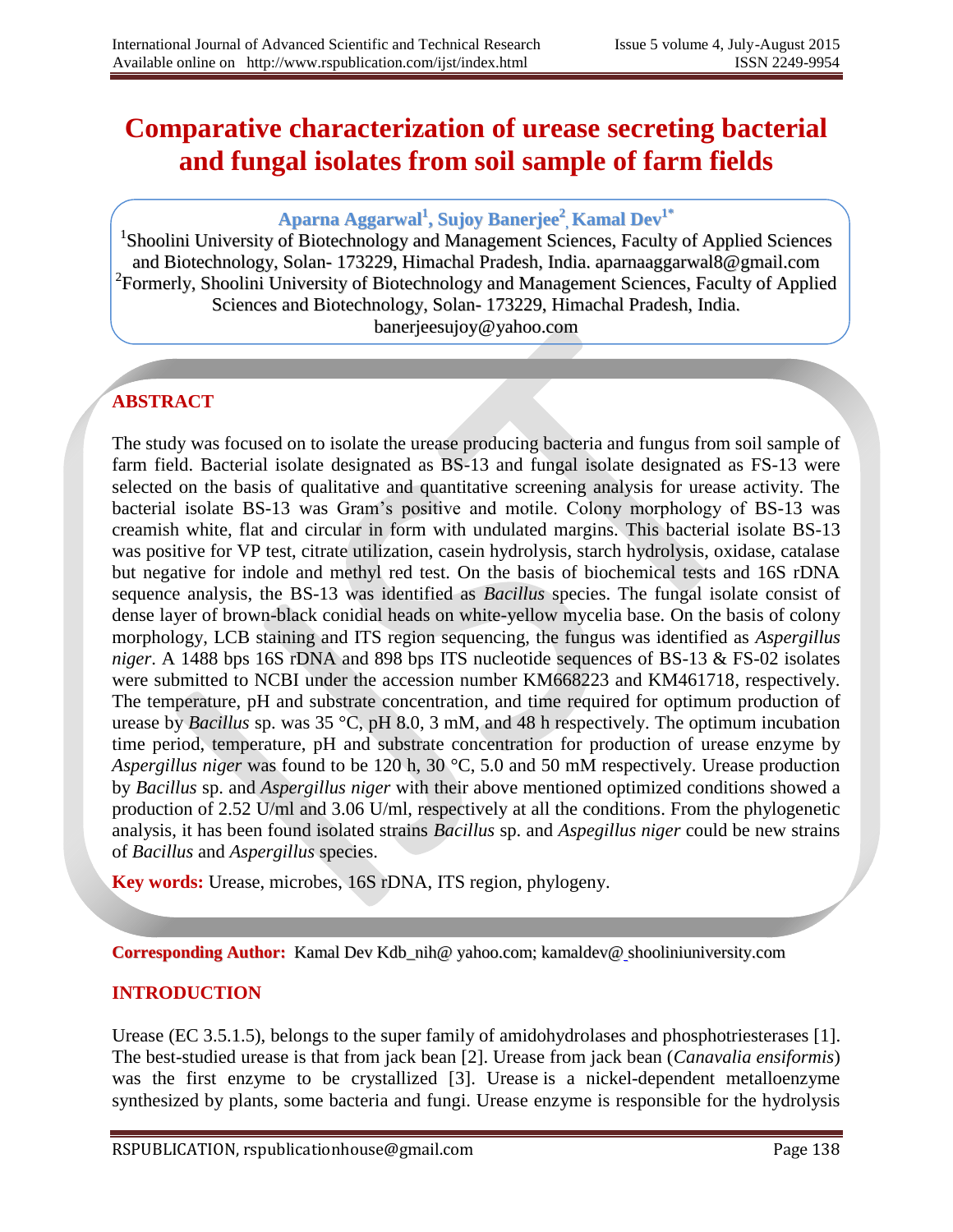# Comparative characterization of urease secreting bacterial and fungal isolates from soil sample of farm fields

**Aparna Aggarwal[1], Sujoy Banerjee[2], Kamal Dev[1*]**

[1]Shoolini University of Biotechnology and Management Sciences, Faculty of Applied Sciences and Biotechnology, Solan- 173229, Himachal Pradesh, India. aparnaaggarwal8@gmail.com

[2]Formerly, Shoolini University of Biotechnology and Management Sciences, Faculty of Applied Sciences and Biotechnology, Solan- 173229, Himachal Pradesh, India. banerjeesujoy@yahoo.com

## ABSTRACT

The study was focused on to isolate the urease producing bacteria and fungus from soil sample of farm field. Bacterial isolate designated as BS-13 and fungal isolate designated as FS-13 were selected on the basis of qualitative and quantitative screening analysis for urease activity. The bacterial isolate BS-13 was Gram's positive and motile. Colony morphology of BS-13 was creamish white, flat and circular in form with undulated margins. This bacterial isolate BS-13 was positive for VP test, citrate utilization, casein hydrolysis, starch hydrolysis, oxidase, catalase but negative for indole and methyl red test. On the basis of biochemical tests and 16S rDNA sequence analysis, the BS-13 was identified as *Bacillus* species. The fungal isolate consist of dense layer of brown-black conidial heads on white-yellow mycelia base. On the basis of colony morphology, LCB staining and ITS region sequencing, the fungus was identified as *Aspergillus niger*. A 1488 bps 16S rDNA and 898 bps ITS nucleotide sequences of BS-13 & FS-02 isolates were submitted to NCBI under the accession number KM668223 and KM461718, respectively. The temperature, pH and substrate concentration, and time required for optimum production of urease by *Bacillus* sp. was 35 °C, pH 8.0, 3 mM, and 48 h respectively. The optimum incubation time period, temperature, pH and substrate concentration for production of urease enzyme by *Aspergillus niger* was found to be 120 h, 30 °C, 5.0 and 50 mM respectively. Urease production by *Bacillus* sp. and *Aspergillus niger* with their above mentioned optimized conditions showed a production of 2.52 U/ml and 3.06 U/ml, respectively at all the conditions. From the phylogenetic analysis, it has been found isolated strains *Bacillus* sp. and *Aspegillus niger* could be new strains of *Bacillus* and *Aspergillus* species.

**Key words:** Urease, microbes, 16S rDNA, ITS region, phylogeny.

**Corresponding Author:** Kamal Dev Kdb_nih@ yahoo.com; kamaldev@ shooliniuniversity.com

## INTRODUCTION

Urease (EC 3.5.1.5), belongs to the super family of amidohydrolases and phosphotriesterases [1]. The best-studied urease is that from jack bean [2]. Urease from jack bean (*Canavalia ensiformis*) was the first enzyme to be crystallized [3]. Urease is a nickel-dependent metalloenzyme synthesized by plants, some bacteria and fungi. Urease enzyme is responsible for the hydrolysis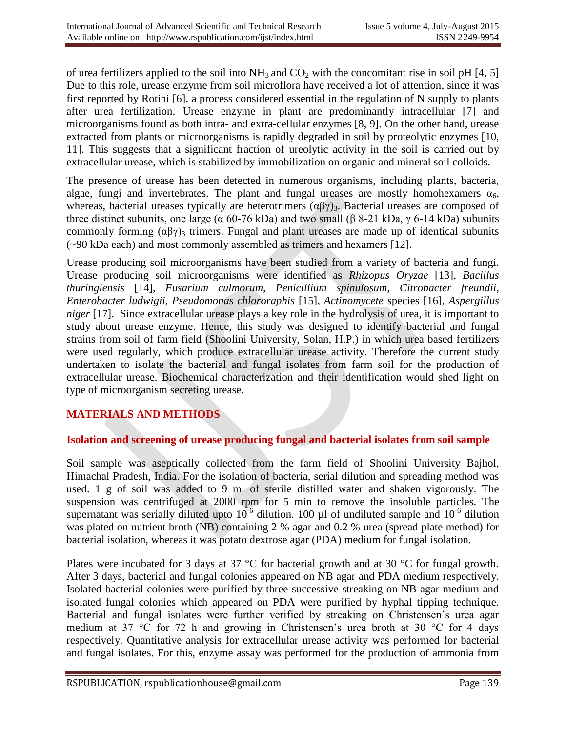of urea fertilizers applied to the soil into $NH_3$ and $CO_2$ with the concomitant rise in soil pH [4, 5] Due to this role, urease enzyme from soil microflora have received a lot of attention, since it was first reported by Rotini [6], a process considered essential in the regulation of N supply to plants after urea fertilization. Urease enzyme in plant are predominantly intracellular [7] and microorganisms found as both intra- and extra-cellular enzymes [8, 9]. On the other hand, urease extracted from plants or microorganisms is rapidly degraded in soil by proteolytic enzymes [10, 11]. This suggests that a significant fraction of ureolytic activity in the soil is carried out by extracellular urease, which is stabilized by immobilization on organic and mineral soil colloids.

The presence of urease has been detected in numerous organisms, including plants, bacteria, algae, fungi and invertebrates. The plant and fungal ureases are mostly homohexamers $\alpha_6$, whereas, bacterial ureases typically are heterotrimers $(\alpha\beta\gamma)_3$. Bacterial ureases are composed of three distinct subunits, one large (α 60-76 kDa) and two small (β 8-21 kDa, γ 6-14 kDa) subunits commonly forming $(\alpha\beta\gamma)_3$ trimers. Fungal and plant ureases are made up of identical subunits (~90 kDa each) and most commonly assembled as trimers and hexamers [12].

Urease producing soil microorganisms have been studied from a variety of bacteria and fungi. Urease producing soil microorganisms were identified as *Rhizopus Oryzae* [13], *Bacillus thuringiensis* [14], *Fusarium culmorum*, *Penicillium spinulosum*, *Citrobacter freundii*, *Enterobacter ludwigii*, *Pseudomonas chlororaphis* [15], *Actinomycete* species [16], *Aspergillus niger* [17]. Since extracellular urease plays a key role in the hydrolysis of urea, it is important to study about urease enzyme. Hence, this study was designed to identify bacterial and fungal strains from soil of farm field (Shoolini University, Solan, H.P.) in which urea based fertilizers were used regularly, which produce extracellular urease activity. Therefore the current study undertaken to isolate the bacterial and fungal isolates from farm soil for the production of extracellular urease. Biochemical characterization and their identification would shed light on type of microorganism secreting urease.

## MATERIALS AND METHODS

### Isolation and screening of urease producing fungal and bacterial isolates from soil sample

Soil sample was aseptically collected from the farm field of Shoolini University Bajhol, Himachal Pradesh, India. For the isolation of bacteria, serial dilution and spreading method was used. 1 g of soil was added to 9 ml of sterile distilled water and shaken vigorously. The suspension was centrifuged at 2000 rpm for 5 min to remove the insoluble particles. The supernatant was serially diluted upto $10^{-6}$ dilution. 100 µl of undiluted sample and $10^{-6}$ dilution was plated on nutrient broth (NB) containing 2 % agar and 0.2 % urea (spread plate method) for bacterial isolation, whereas it was potato dextrose agar (PDA) medium for fungal isolation.

Plates were incubated for 3 days at 37 °C for bacterial growth and at 30 °C for fungal growth. After 3 days, bacterial and fungal colonies appeared on NB agar and PDA medium respectively. Isolated bacterial colonies were purified by three successive streaking on NB agar medium and isolated fungal colonies which appeared on PDA were purified by hyphal tipping technique. Bacterial and fungal isolates were further verified by streaking on Christensen's urea agar medium at 37 °C for 72 h and growing in Christensen's urea broth at 30 °C for 4 days respectively. Quantitative analysis for extracellular urease activity was performed for bacterial and fungal isolates. For this, enzyme assay was performed for the production of ammonia from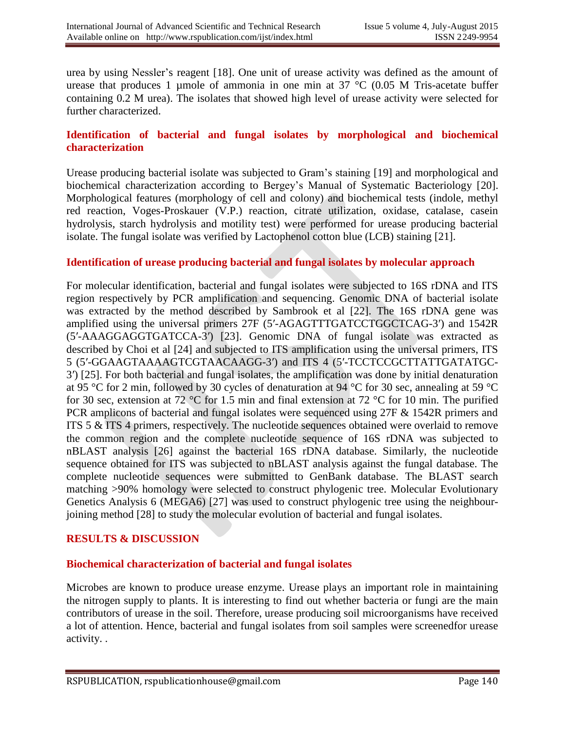urea by using Nessler's reagent [18]. One unit of urease activity was defined as the amount of urease that produces 1 µmole of ammonia in one min at 37 °C (0.05 M Tris-acetate buffer containing 0.2 M urea). The isolates that showed high level of urease activity were selected for further characterized.

## Identification of bacterial and fungal isolates by morphological and biochemical characterization

Urease producing bacterial isolate was subjected to Gram's staining [19] and morphological and biochemical characterization according to Bergey's Manual of Systematic Bacteriology [20]. Morphological features (morphology of cell and colony) and biochemical tests (indole, methyl red reaction, Voges-Proskauer (V.P.) reaction, citrate utilization, oxidase, catalase, casein hydrolysis, starch hydrolysis and motility test) were performed for urease producing bacterial isolate. The fungal isolate was verified by Lactophenol cotton blue (LCB) staining [21].

## Identification of urease producing bacterial and fungal isolates by molecular approach

For molecular identification, bacterial and fungal isolates were subjected to 16S rDNA and ITS region respectively by PCR amplification and sequencing. Genomic DNA of bacterial isolate was extracted by the method described by Sambrook et al [22]. The 16S rDNA gene was amplified using the universal primers 27F (5′-AGAGTTTGATCCTGGCTCAG-3′) and 1542R (5′-AAAGGAGGTGATCCA-3′) [23]. Genomic DNA of fungal isolate was extracted as described by Choi et al [24] and subjected to ITS amplification using the universal primers, ITS 5 (5′-GGAAGTAAAAGTCGTAACAAGG-3′) and ITS 4 (5′-TCCTCCGCTTATTGATATGC-3′) [25]. For both bacterial and fungal isolates, the amplification was done by initial denaturation at 95 °C for 2 min, followed by 30 cycles of denaturation at 94 °C for 30 sec, annealing at 59 °C for 30 sec, extension at 72 °C for 1.5 min and final extension at 72 °C for 10 min. The purified PCR amplicons of bacterial and fungal isolates were sequenced using 27F & 1542R primers and ITS 5 & ITS 4 primers, respectively. The nucleotide sequences obtained were overlaid to remove the common region and the complete nucleotide sequence of 16S rDNA was subjected to nBLAST analysis [26] against the bacterial 16S rDNA database. Similarly, the nucleotide sequence obtained for ITS was subjected to nBLAST analysis against the fungal database. The complete nucleotide sequences were submitted to GenBank database. The BLAST search matching >90% homology were selected to construct phylogenic tree. Molecular Evolutionary Genetics Analysis 6 (MEGA6) [27] was used to construct phylogenic tree using the neighbour-joining method [28] to study the molecular evolution of bacterial and fungal isolates.

# RESULTS & DISCUSSION

## Biochemical characterization of bacterial and fungal isolates

Microbes are known to produce urease enzyme. Urease plays an important role in maintaining the nitrogen supply to plants. It is interesting to find out whether bacteria or fungi are the main contributors of urease in the soil. Therefore, urease producing soil microorganisms have received a lot of attention. Hence, bacterial and fungal isolates from soil samples were screenedfor urease activity. .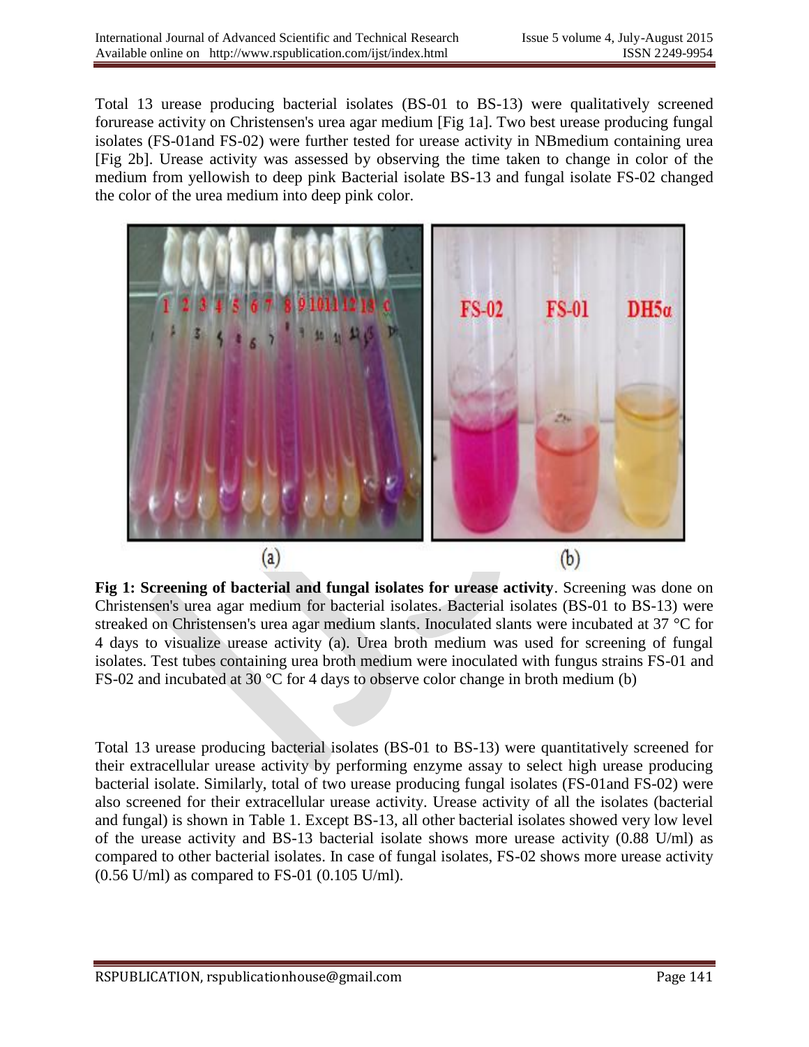Total 13 urease producing bacterial isolates (BS-01 to BS-13) were qualitatively screened forurease activity on Christensen's urea agar medium [Fig 1a]. Two best urease producing fungal isolates (FS-01and FS-02) were further tested for urease activity in NBmedium containing urea [Fig 2b]. Urease activity was assessed by observing the time taken to change in color of the medium from yellowish to deep pink Bacterial isolate BS-13 and fungal isolate FS-02 changed the color of the urea medium into deep pink color.

**Fig 1: Screening of bacterial and fungal isolates for urease activity**. Screening was done on Christensen's urea agar medium for bacterial isolates. Bacterial isolates (BS-01 to BS-13) were streaked on Christensen's urea agar medium slants. Inoculated slants were incubated at 37 °C for 4 days to visualize urease activity (a). Urea broth medium was used for screening of fungal isolates. Test tubes containing urea broth medium were inoculated with fungus strains FS-01 and FS-02 and incubated at 30 °C for 4 days to observe color change in broth medium (b)

Total 13 urease producing bacterial isolates (BS-01 to BS-13) were quantitatively screened for their extracellular urease activity by performing enzyme assay to select high urease producing bacterial isolate. Similarly, total of two urease producing fungal isolates (FS-01and FS-02) were also screened for their extracellular urease activity. Urease activity of all the isolates (bacterial and fungal) is shown in Table 1. Except BS-13, all other bacterial isolates showed very low level of the urease activity and BS-13 bacterial isolate shows more urease activity (0.88 U/ml) as compared to other bacterial isolates. In case of fungal isolates, FS-02 shows more urease activity (0.56 U/ml) as compared to FS-01 (0.105 U/ml).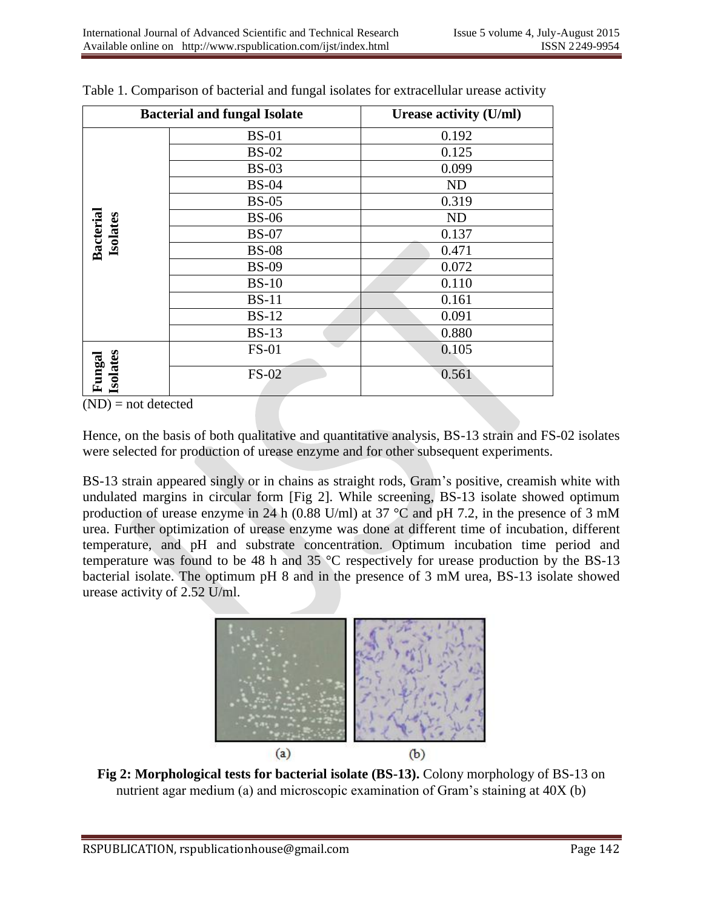Table 1. Comparison of bacterial and fungal isolates for extracellular urease activity

| Bacterial and fungal Isolate | | Urease activity (U/ml) |
|---|---|---|
| Bacterial Isolates | BS-01 | 0.192 |
| | BS-02 | 0.125 |
| | BS-03 | 0.099 |
| | BS-04 | ND |
| | BS-05 | 0.319 |
| | BS-06 | ND |
| | BS-07 | 0.137 |
| | BS-08 | 0.471 |
| | BS-09 | 0.072 |
| | BS-10 | 0.110 |
| | BS-11 | 0.161 |
| | BS-12 | 0.091 |
| | BS-13 | 0.880 |
| Fungal Isolates | FS-01 | 0.105 |
| | FS-02 | 0.561 |

(ND) = not detected

Hence, on the basis of both qualitative and quantitative analysis, BS-13 strain and FS-02 isolates were selected for production of urease enzyme and for other subsequent experiments.

BS-13 strain appeared singly or in chains as straight rods, Gram's positive, creamish white with undulated margins in circular form [Fig 2]. While screening, BS-13 isolate showed optimum production of urease enzyme in 24 h (0.88 U/ml) at 37 °C and pH 7.2, in the presence of 3 mM urea. Further optimization of urease enzyme was done at different time of incubation, different temperature, and pH and substrate concentration. Optimum incubation time period and temperature was found to be 48 h and 35 °C respectively for urease production by the BS-13 bacterial isolate. The optimum pH 8 and in the presence of 3 mM urea, BS-13 isolate showed urease activity of 2.52 U/ml.

(a) (b)

**Fig 2: Morphological tests for bacterial isolate (BS-13).** Colony morphology of BS-13 on nutrient agar medium (a) and microscopic examination of Gram's staining at 40X (b)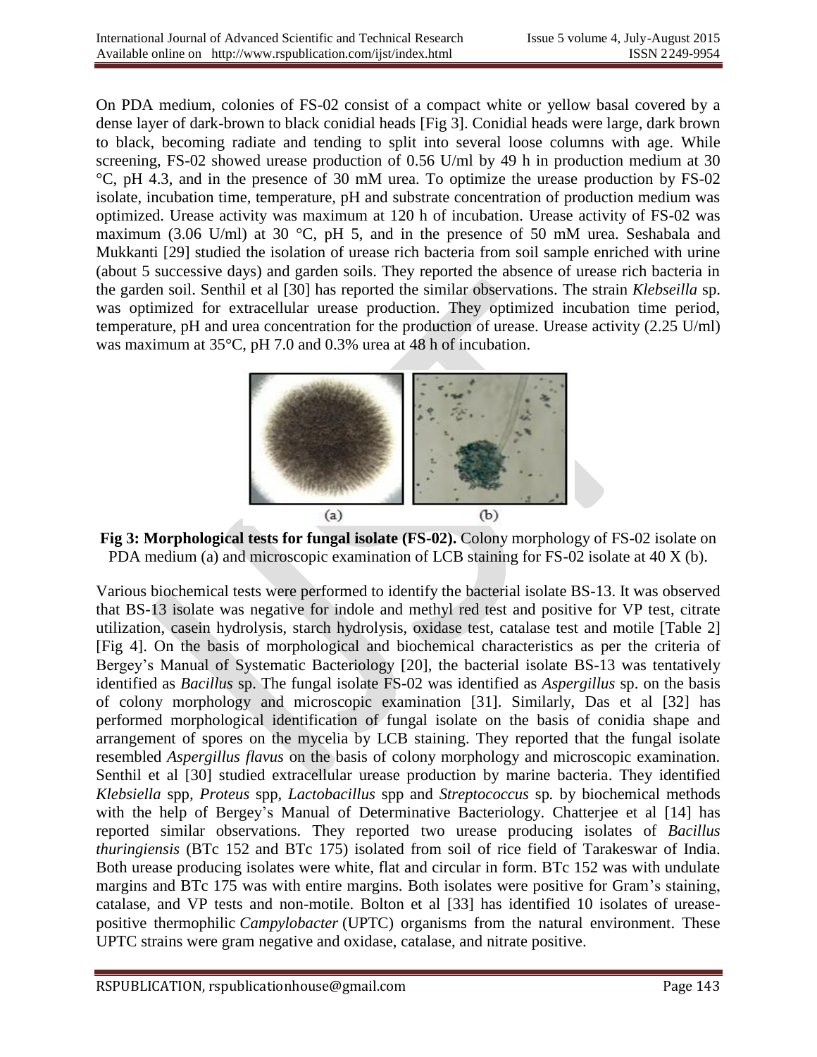On PDA medium, colonies of FS-02 consist of a compact white or yellow basal covered by a dense layer of dark-brown to black conidial heads [Fig 3]. Conidial heads were large, dark brown to black, becoming radiate and tending to split into several loose columns with age. While screening, FS-02 showed urease production of 0.56 U/ml by 49 h in production medium at 30 °C, pH 4.3, and in the presence of 30 mM urea. To optimize the urease production by FS-02 isolate, incubation time, temperature, pH and substrate concentration of production medium was optimized. Urease activity was maximum at 120 h of incubation. Urease activity of FS-02 was maximum (3.06 U/ml) at 30 °C, pH 5, and in the presence of 50 mM urea. Seshabala and Mukkanti [29] studied the isolation of urease rich bacteria from soil sample enriched with urine (about 5 successive days) and garden soils. They reported the absence of urease rich bacteria in the garden soil. Senthil et al [30] has reported the similar observations. The strain *Klebseilla* sp. was optimized for extracellular urease production. They optimized incubation time period, temperature, pH and urea concentration for the production of urease. Urease activity (2.25 U/ml) was maximum at 35°C, pH 7.0 and 0.3% urea at 48 h of incubation.

(a) (b)

**Fig 3: Morphological tests for fungal isolate (FS-02).** Colony morphology of FS-02 isolate on PDA medium (a) and microscopic examination of LCB staining for FS-02 isolate at 40 X (b).

Various biochemical tests were performed to identify the bacterial isolate BS-13. It was observed that BS-13 isolate was negative for indole and methyl red test and positive for VP test, citrate utilization, casein hydrolysis, starch hydrolysis, oxidase test, catalase test and motile [Table 2] [Fig 4]. On the basis of morphological and biochemical characteristics as per the criteria of Bergey's Manual of Systematic Bacteriology [20], the bacterial isolate BS-13 was tentatively identified as *Bacillus* sp. The fungal isolate FS-02 was identified as *Aspergillus* sp. on the basis of colony morphology and microscopic examination [31]. Similarly, Das et al [32] has performed morphological identification of fungal isolate on the basis of conidia shape and arrangement of spores on the mycelia by LCB staining. They reported that the fungal isolate resembled *Aspergillus flavus* on the basis of colony morphology and microscopic examination. Senthil et al [30] studied extracellular urease production by marine bacteria. They identified *Klebsiella* spp, *Proteus* spp, *Lactobacillus* spp and *Streptococcus* sp. by biochemical methods with the help of Bergey's Manual of Determinative Bacteriology. Chatterjee et al [14] has reported similar observations. They reported two urease producing isolates of *Bacillus thuringiensis* (BTc 152 and BTc 175) isolated from soil of rice field of Tarakeswar of India. Both urease producing isolates were white, flat and circular in form. BTc 152 was with undulate margins and BTc 175 was with entire margins. Both isolates were positive for Gram's staining, catalase, and VP tests and non-motile. Bolton et al [33] has identified 10 isolates of urease-positive thermophilic *Campylobacter* (UPTC) organisms from the natural environment. These UPTC strains were gram negative and oxidase, catalase, and nitrate positive.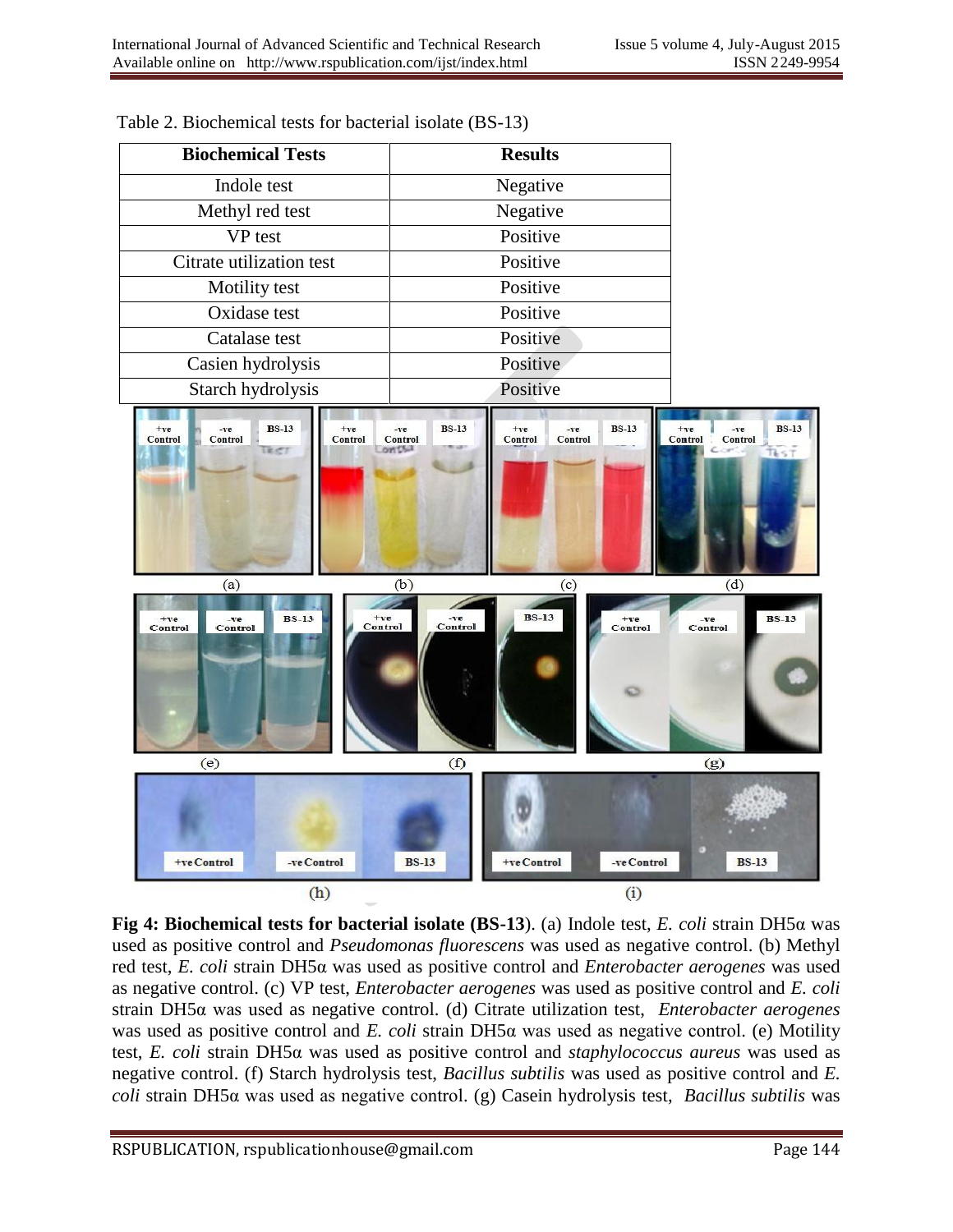Table 2. Biochemical tests for bacterial isolate (BS-13)

| Biochemical Tests | Results |
|---|---|
| Indole test | Negative |
| Methyl red test | Negative |
| VP test | Positive |
| Citrate utilization test | Positive |
| Motility test | Positive |
| Oxidase test | Positive |
| Catalase test | Positive |
| Casien hydrolysis | Positive |
| Starch hydrolysis | Positive |

**Fig 4: Biochemical tests for bacterial isolate (BS-13**). (a) Indole test, *E. coli* strain DH5α was used as positive control and *Pseudomonas fluorescens* was used as negative control. (b) Methyl red test, *E. coli* strain DH5α was used as positive control and *Enterobacter aerogenes* was used as negative control. (c) VP test, *Enterobacter aerogenes* was used as positive control and *E. coli* strain DH5α was used as negative control. (d) Citrate utilization test, *Enterobacter aerogenes* was used as positive control and *E. coli* strain DH5α was used as negative control. (e) Motility test, *E. coli* strain DH5α was used as positive control and *staphylococcus aureus* was used as negative control. (f) Starch hydrolysis test, *Bacillus subtilis* was used as positive control and *E. coli* strain DH5α was used as negative control. (g) Casein hydrolysis test, *Bacillus subtilis* was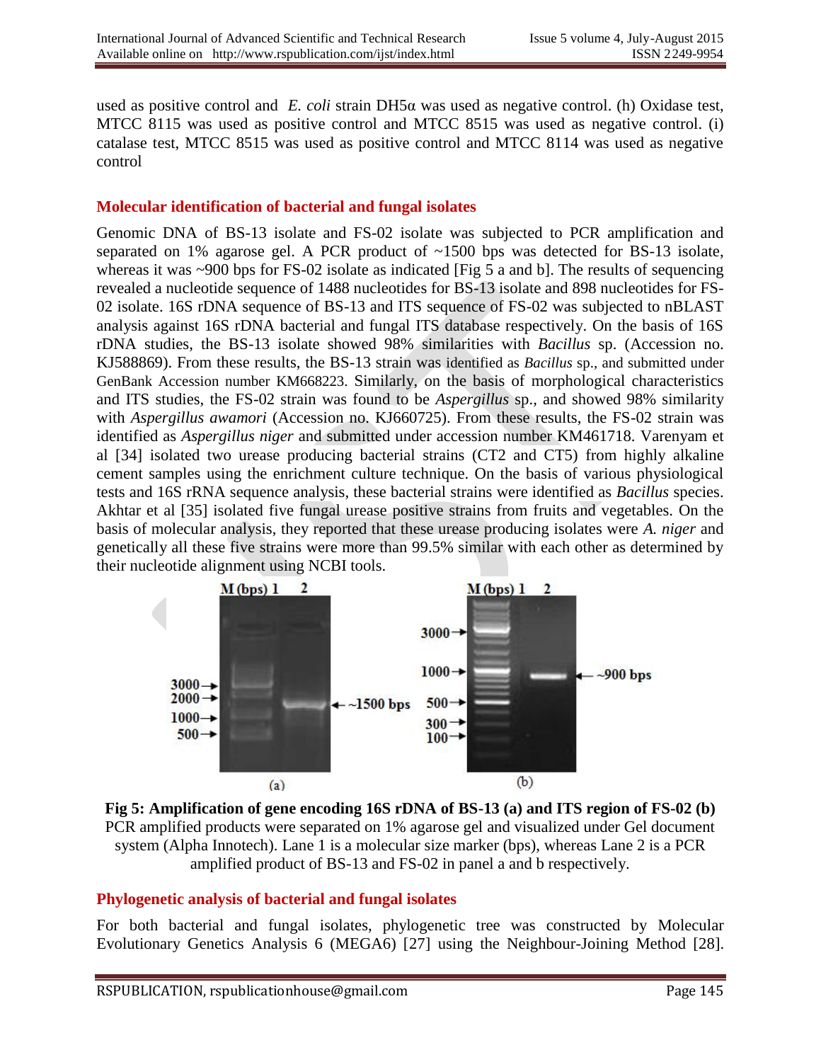used as positive control and *E. coli* strain DH5α was used as negative control. (h) Oxidase test, MTCC 8115 was used as positive control and MTCC 8515 was used as negative control. (i) catalase test, MTCC 8515 was used as positive control and MTCC 8114 was used as negative control

## Molecular identification of bacterial and fungal isolates

Genomic DNA of BS-13 isolate and FS-02 isolate was subjected to PCR amplification and separated on 1% agarose gel. A PCR product of ~1500 bps was detected for BS-13 isolate, whereas it was ~900 bps for FS-02 isolate as indicated [Fig 5 a and b]. The results of sequencing revealed a nucleotide sequence of 1488 nucleotides for BS-13 isolate and 898 nucleotides for FS-02 isolate. 16S rDNA sequence of BS-13 and ITS sequence of FS-02 was subjected to nBLAST analysis against 16S rDNA bacterial and fungal ITS database respectively. On the basis of 16S rDNA studies, the BS-13 isolate showed 98% similarities with *Bacillus* sp. (Accession no. KJ588869). From these results, the BS-13 strain was identified as *Bacillus* sp., and submitted under GenBank Accession number KM668223. Similarly, on the basis of morphological characteristics and ITS studies, the FS-02 strain was found to be *Aspergillus* sp., and showed 98% similarity with *Aspergillus awamori* (Accession no. KJ660725). From these results, the FS-02 strain was identified as *Aspergillus niger* and submitted under accession number KM461718. Varenyam et al [34] isolated two urease producing bacterial strains (CT2 and CT5) from highly alkaline cement samples using the enrichment culture technique. On the basis of various physiological tests and 16S rRNA sequence analysis, these bacterial strains were identified as *Bacillus* species. Akhtar et al [35] isolated five fungal urease positive strains from fruits and vegetables. On the basis of molecular analysis, they reported that these urease producing isolates were *A. niger* and genetically all these five strains were more than 99.5% similar with each other as determined by their nucleotide alignment using NCBI tools.

**Fig 5: Amplification of gene encoding 16S rDNA of BS-13 (a) and ITS region of FS-02 (b)** PCR amplified products were separated on 1% agarose gel and visualized under Gel document system (Alpha Innotech). Lane 1 is a molecular size marker (bps), whereas Lane 2 is a PCR amplified product of BS-13 and FS-02 in panel a and b respectively.

## Phylogenetic analysis of bacterial and fungal isolates

For both bacterial and fungal isolates, phylogenetic tree was constructed by Molecular Evolutionary Genetics Analysis 6 (MEGA6) [27] using the Neighbour-Joining Method [28].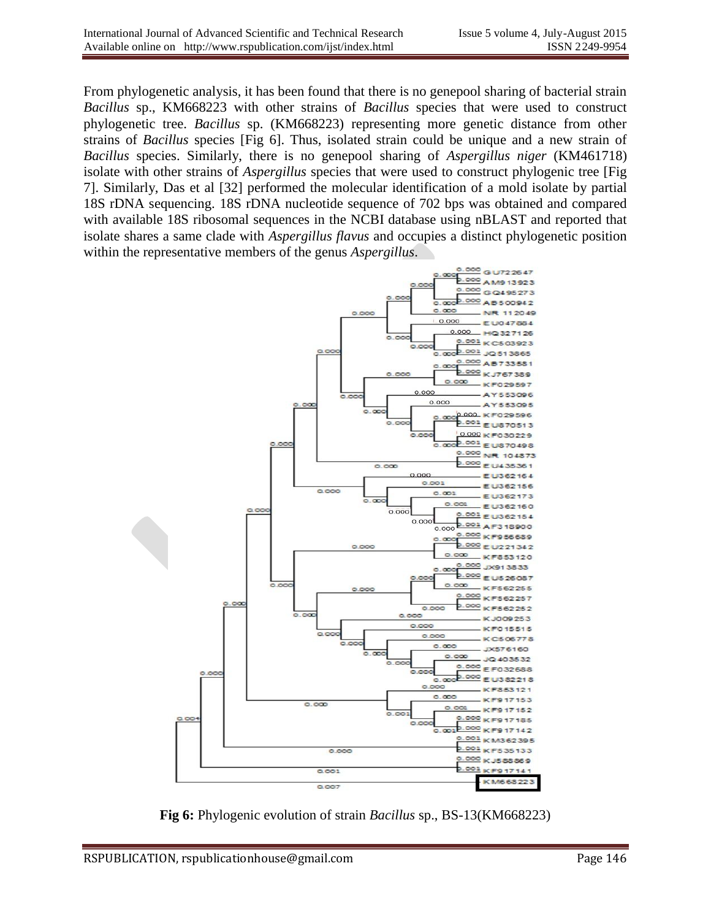From phylogenetic analysis, it has been found that there is no genepool sharing of bacterial strain *Bacillus* sp., KM668223 with other strains of *Bacillus* species that were used to construct phylogenetic tree. *Bacillus* sp. (KM668223) representing more genetic distance from other strains of *Bacillus* species [Fig 6]. Thus, isolated strain could be unique and a new strain of *Bacillus* species. Similarly, there is no genepool sharing of *Aspergillus niger* (KM461718) isolate with other strains of *Aspergillus* species that were used to construct phylogenic tree [Fig 7]. Similarly, Das et al [32] performed the molecular identification of a mold isolate by partial 18S rDNA sequencing. 18S rDNA nucleotide sequence of 702 bps was obtained and compared with available 18S ribosomal sequences in the NCBI database using nBLAST and reported that isolate shares a same clade with *Aspergillus flavus* and occupies a distinct phylogenetic position within the representative members of the genus *Aspergillus*.

**Fig 6:** Phylogenic evolution of strain *Bacillus* sp., BS-13(KM668223)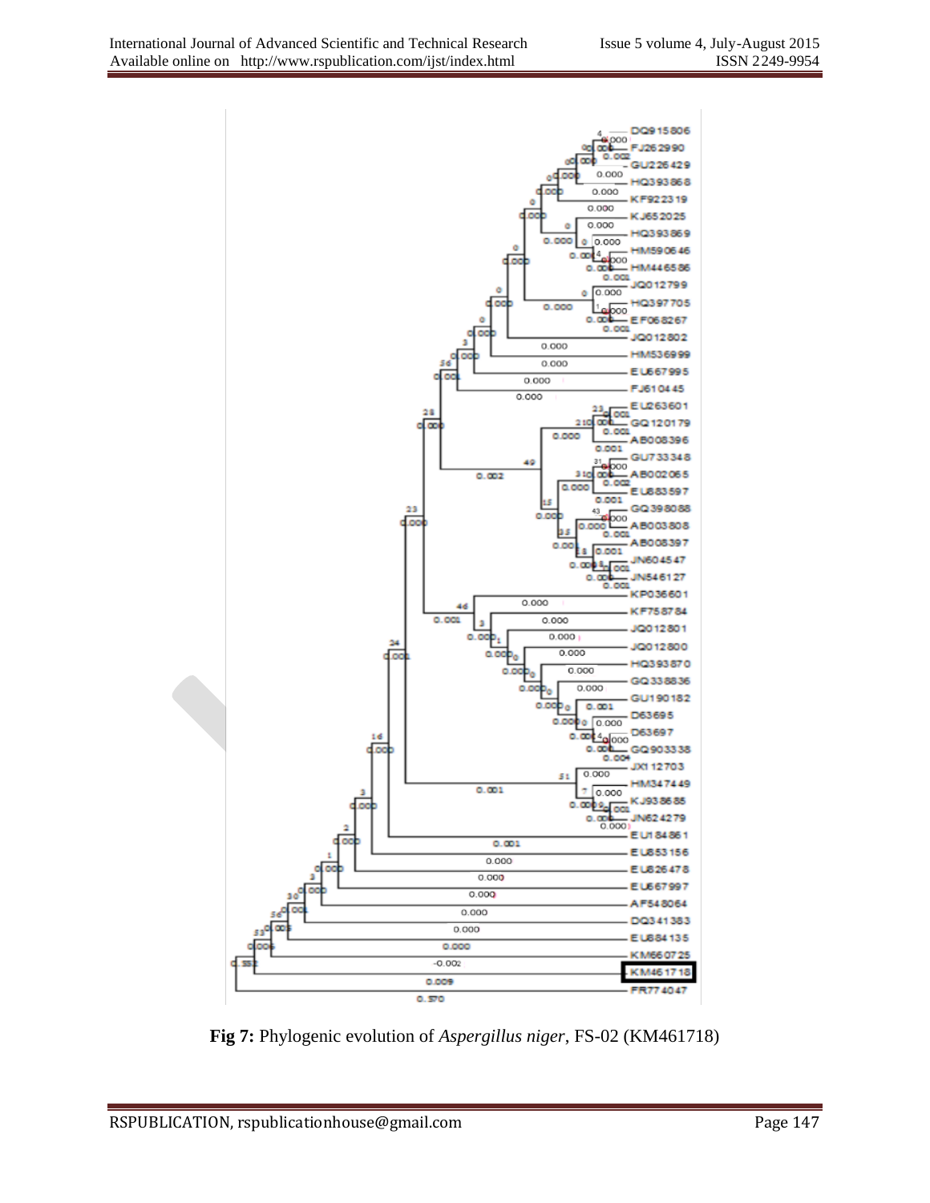**Fig 7:** Phylogenic evolution of *Aspergillus niger*, FS-02 (KM461718)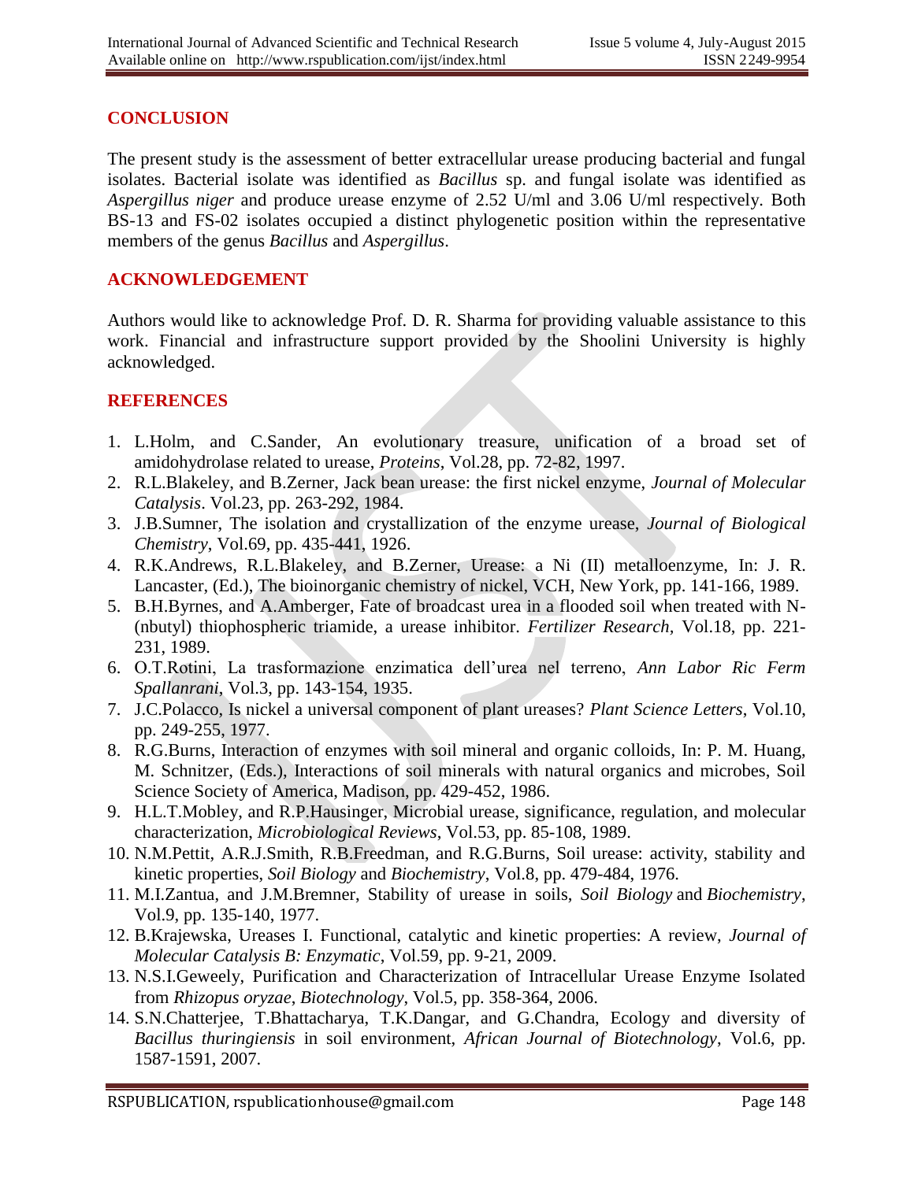## CONCLUSION

The present study is the assessment of better extracellular urease producing bacterial and fungal isolates. Bacterial isolate was identified as *Bacillus* sp. and fungal isolate was identified as *Aspergillus niger* and produce urease enzyme of 2.52 U/ml and 3.06 U/ml respectively. Both BS-13 and FS-02 isolates occupied a distinct phylogenetic position within the representative members of the genus *Bacillus* and *Aspergillus*.

## ACKNOWLEDGEMENT

Authors would like to acknowledge Prof. D. R. Sharma for providing valuable assistance to this work. Financial and infrastructure support provided by the Shoolini University is highly acknowledged.

## REFERENCES

1. L.Holm, and C.Sander, An evolutionary treasure, unification of a broad set of amidohydrolase related to urease, *Proteins*, Vol.28, pp. 72-82, 1997.
2. R.L.Blakeley, and B.Zerner, Jack bean urease: the first nickel enzyme, *Journal of Molecular Catalysis*. Vol.23, pp. 263-292, 1984.
3. J.B.Sumner, The isolation and crystallization of the enzyme urease, *Journal of Biological Chemistry*, Vol.69, pp. 435-441, 1926.
4. R.K.Andrews, R.L.Blakeley, and B.Zerner, Urease: a Ni (II) metalloenzyme, In: J. R. Lancaster, (Ed.), The bioinorganic chemistry of nickel, VCH, New York, pp. 141-166, 1989.
5. B.H.Byrnes, and A.Amberger, Fate of broadcast urea in a flooded soil when treated with N-(nbutyl) thiophospheric triamide, a urease inhibitor. *Fertilizer Research*, Vol.18, pp. 221-231, 1989.
6. O.T.Rotini, La trasformazione enzimatica dell'urea nel terreno, *Ann Labor Ric Ferm Spallanrani*, Vol.3, pp. 143-154, 1935.
7. J.C.Polacco, Is nickel a universal component of plant ureases? *Plant Science Letters*, Vol.10, pp. 249-255, 1977.
8. R.G.Burns, Interaction of enzymes with soil mineral and organic colloids, In: P. M. Huang, M. Schnitzer, (Eds.), Interactions of soil minerals with natural organics and microbes, Soil Science Society of America, Madison, pp. 429-452, 1986.
9. H.L.T.Mobley, and R.P.Hausinger, Microbial urease, significance, regulation, and molecular characterization, *Microbiological Reviews*, Vol.53, pp. 85-108, 1989.
10. N.M.Pettit, A.R.J.Smith, R.B.Freedman, and R.G.Burns, Soil urease: activity, stability and kinetic properties, *Soil Biology* and *Biochemistry*, Vol.8, pp. 479-484, 1976.
11. M.I.Zantua, and J.M.Bremner, Stability of urease in soils, *Soil Biology* and *Biochemistry*, Vol.9, pp. 135-140, 1977.
12. B.Krajewska, Ureases I. Functional, catalytic and kinetic properties: A review, *Journal of Molecular Catalysis B: Enzymatic*, Vol.59, pp. 9-21, 2009.
13. N.S.I.Geweely, Purification and Characterization of Intracellular Urease Enzyme Isolated from *Rhizopus oryzae*, *Biotechnology*, Vol.5, pp. 358-364, 2006.
14. S.N.Chatterjee, T.Bhattacharya, T.K.Dangar, and G.Chandra, Ecology and diversity of *Bacillus thuringiensis* in soil environment, *African Journal of Biotechnology*, Vol.6, pp. 1587-1591, 2007.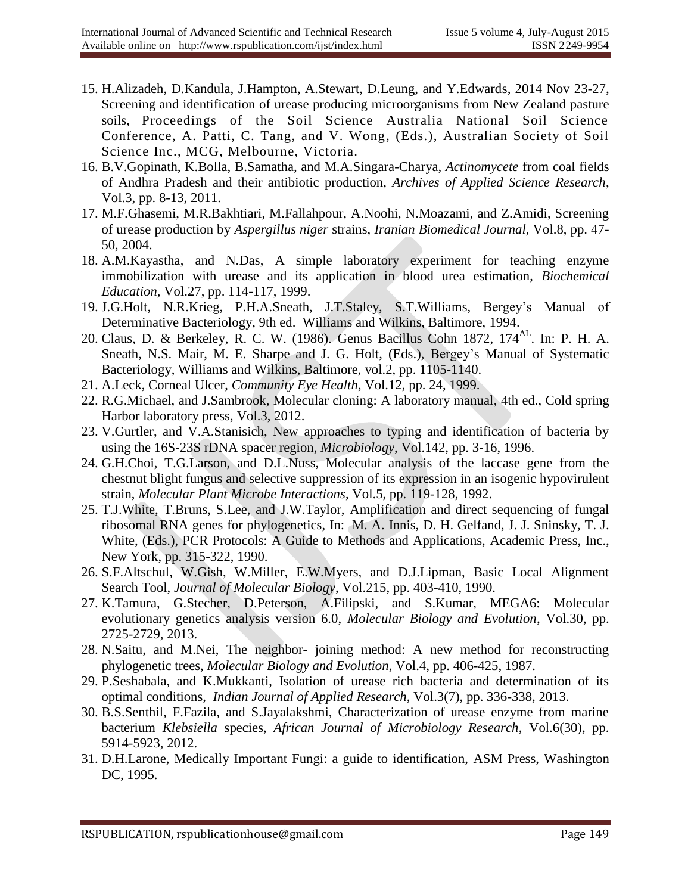15. H.Alizadeh, D.Kandula, J.Hampton, A.Stewart, D.Leung, and Y.Edwards, 2014 Nov 23-27, Screening and identification of urease producing microorganisms from New Zealand pasture soils, Proceedings of the Soil Science Australia National Soil Science Conference, A. Patti, C. Tang, and V. Wong, (Eds.), Australian Society of Soil Science Inc., MCG, Melbourne, Victoria.
16. B.V.Gopinath, K.Bolla, B.Samatha, and M.A.Singara-Charya, *Actinomycete* from coal fields of Andhra Pradesh and their antibiotic production, *Archives of Applied Science Research*, Vol.3, pp. 8-13, 2011.
17. M.F.Ghasemi, M.R.Bakhtiari, M.Fallahpour, A.Noohi, N.Moazami, and Z.Amidi, Screening of urease production by *Aspergillus niger* strains, *Iranian Biomedical Journal*, Vol.8, pp. 47-50, 2004.
18. A.M.Kayastha, and N.Das, A simple laboratory experiment for teaching enzyme immobilization with urease and its application in blood urea estimation, *Biochemical Education*, Vol.27, pp. 114-117, 1999.
19. J.G.Holt, N.R.Krieg, P.H.A.Sneath, J.T.Staley, S.T.Williams, Bergey's Manual of Determinative Bacteriology, 9th ed. Williams and Wilkins, Baltimore, 1994.
20. Claus, D. & Berkeley, R. C. W. (1986). Genus Bacillus Cohn 1872, 174[AL]. In: P. H. A. Sneath, N.S. Mair, M. E. Sharpe and J. G. Holt, (Eds.), Bergey's Manual of Systematic Bacteriology, Williams and Wilkins, Baltimore, vol.2, pp. 1105-1140.
21. A.Leck, Corneal Ulcer, *Community Eye Health*, Vol.12, pp. 24, 1999.
22. R.G.Michael, and J.Sambrook, Molecular cloning: A laboratory manual, 4th ed., Cold spring Harbor laboratory press, Vol.3, 2012.
23. V.Gurtler, and V.A.Stanisich, New approaches to typing and identification of bacteria by using the 16S-23S rDNA spacer region, *Microbiology*, Vol.142, pp. 3-16, 1996.
24. G.H.Choi, T.G.Larson, and D.L.Nuss, Molecular analysis of the laccase gene from the chestnut blight fungus and selective suppression of its expression in an isogenic hypovirulent strain, *Molecular Plant Microbe Interactions*, Vol.5, pp. 119-128, 1992.
25. T.J.White, T.Bruns, S.Lee, and J.W.Taylor, Amplification and direct sequencing of fungal ribosomal RNA genes for phylogenetics, In: M. A. Innis, D. H. Gelfand, J. J. Sninsky, T. J. White, (Eds.), PCR Protocols: A Guide to Methods and Applications, Academic Press, Inc., New York, pp. 315-322, 1990.
26. S.F.Altschul, W.Gish, W.Miller, E.W.Myers, and D.J.Lipman, Basic Local Alignment Search Tool, *Journal of Molecular Biology*, Vol.215, pp. 403-410, 1990.
27. K.Tamura, G.Stecher, D.Peterson, A.Filipski, and S.Kumar, MEGA6: Molecular evolutionary genetics analysis version 6.0, *Molecular Biology and Evolution*, Vol.30, pp. 2725-2729, 2013.
28. N.Saitu, and M.Nei, The neighbor- joining method: A new method for reconstructing phylogenetic trees, *Molecular Biology and Evolution*, Vol.4, pp. 406-425, 1987.
29. P.Seshabala, and K.Mukkanti, Isolation of urease rich bacteria and determination of its optimal conditions, *Indian Journal of Applied Research*, Vol.3(7), pp. 336-338, 2013.
30. B.S.Senthil, F.Fazila, and S.Jayalakshmi, Characterization of urease enzyme from marine bacterium *Klebsiella* species, *African Journal of Microbiology Research*, Vol.6(30), pp. 5914-5923, 2012.
31. D.H.Larone, Medically Important Fungi: a guide to identification, ASM Press, Washington DC, 1995.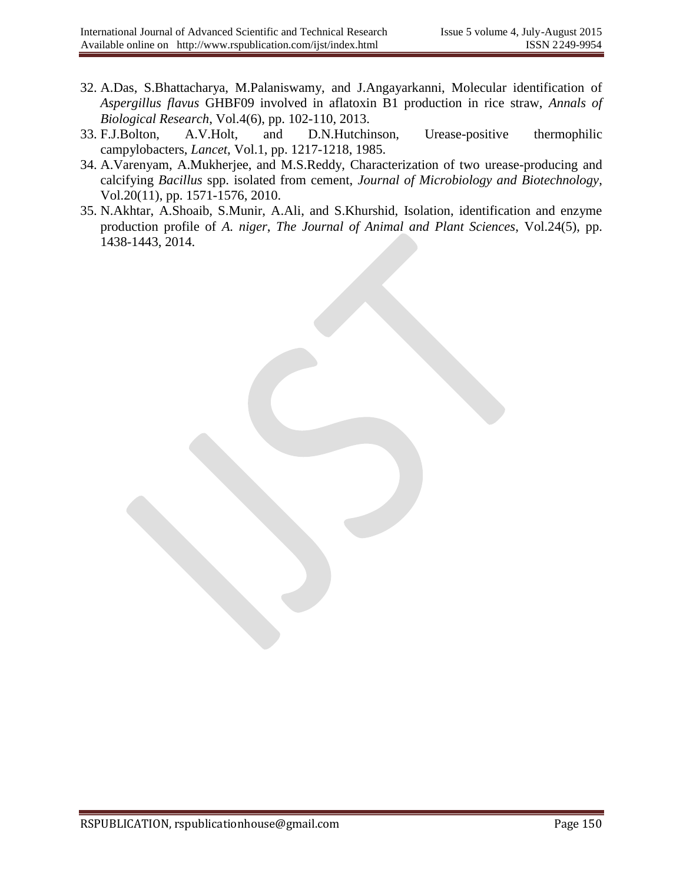32. A.Das, S.Bhattacharya, M.Palaniswamy, and J.Angayarkanni, Molecular identification of *Aspergillus flavus* GHBF09 involved in aflatoxin B1 production in rice straw, *Annals of Biological Research*, Vol.4(6), pp. 102-110, 2013.
33. F.J.Bolton, A.V.Holt, and D.N.Hutchinson, Urease-positive thermophilic campylobacters, *Lancet*, Vol.1, pp. 1217-1218, 1985.
34. A.Varenyam, A.Mukherjee, and M.S.Reddy, Characterization of two urease-producing and calcifying *Bacillus* spp. isolated from cement, *Journal of Microbiology and Biotechnology*, Vol.20(11), pp. 1571-1576, 2010.
35. N.Akhtar, A.Shoaib, S.Munir, A.Ali, and S.Khurshid, Isolation, identification and enzyme production profile of *A. niger*, *The Journal of Animal and Plant Sciences*, Vol.24(5), pp. 1438-1443, 2014.